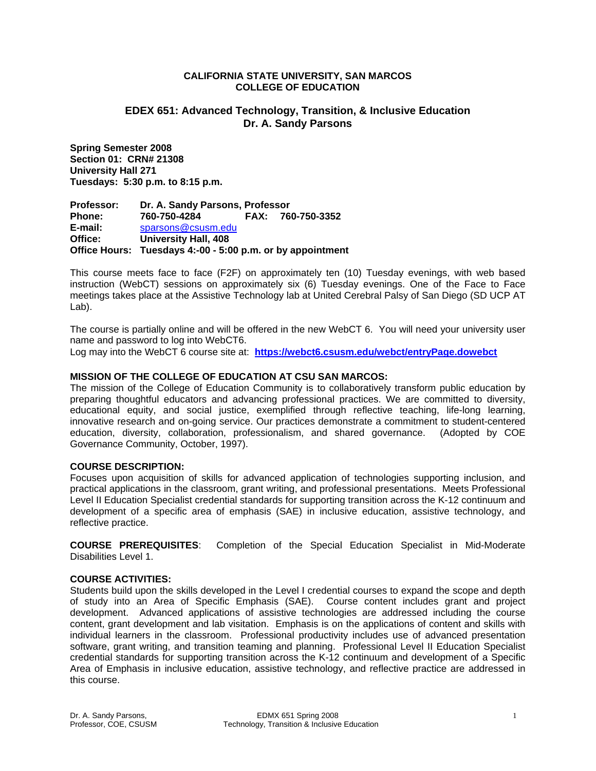**CALIFORNIA STATE UNIVERSITY, SAN MARCOS**
**COLLEGE OF EDUCATION**

## EDEX 651: Advanced Technology, Transition, & Inclusive Education
## Dr. A. Sandy Parsons

**Spring Semester 2008**
**Section 01: CRN# 21308**
**University Hall 271**
**Tuesdays: 5:30 p.m. to 8:15 p.m.**

**Professor:** Dr. A. Sandy Parsons, Professor
**Phone:** 760-750-4284 **FAX:** 760-750-3352
**E-mail:** sparsons@csusm.edu
**Office:** University Hall, 408
**Office Hours:** Tuesdays 4:-00 - 5:00 p.m. or by appointment

This course meets face to face (F2F) on approximately ten (10) Tuesday evenings, with web based instruction (WebCT) sessions on approximately six (6) Tuesday evenings. One of the Face to Face meetings takes place at the Assistive Technology lab at United Cerebral Palsy of San Diego (SD UCP AT Lab).

The course is partially online and will be offered in the new WebCT 6. You will need your university user name and password to log into WebCT6.
Log may into the WebCT 6 course site at: **https://webct6.csusm.edu/webct/entryPage.dowebct**

### MISSION OF THE COLLEGE OF EDUCATION AT CSU SAN MARCOS:

The mission of the College of Education Community is to collaboratively transform public education by preparing thoughtful educators and advancing professional practices. We are committed to diversity, educational equity, and social justice, exemplified through reflective teaching, life-long learning, innovative research and on-going service. Our practices demonstrate a commitment to student-centered education, diversity, collaboration, professionalism, and shared governance. (Adopted by COE Governance Community, October, 1997).

### COURSE DESCRIPTION:

Focuses upon acquisition of skills for advanced application of technologies supporting inclusion, and practical applications in the classroom, grant writing, and professional presentations. Meets Professional Level II Education Specialist credential standards for supporting transition across the K-12 continuum and development of a specific area of emphasis (SAE) in inclusive education, assistive technology, and reflective practice.

**COURSE PREREQUISITES**: Completion of the Special Education Specialist in Mid-Moderate Disabilities Level 1.

### COURSE ACTIVITIES:

Students build upon the skills developed in the Level I credential courses to expand the scope and depth of study into an Area of Specific Emphasis (SAE). Course content includes grant and project development. Advanced applications of assistive technologies are addressed including the course content, grant development and lab visitation. Emphasis is on the applications of content and skills with individual learners in the classroom. Professional productivity includes use of advanced presentation software, grant writing, and transition teaming and planning. Professional Level II Education Specialist credential standards for supporting transition across the K-12 continuum and development of a Specific Area of Emphasis in inclusive education, assistive technology, and reflective practice are addressed in this course.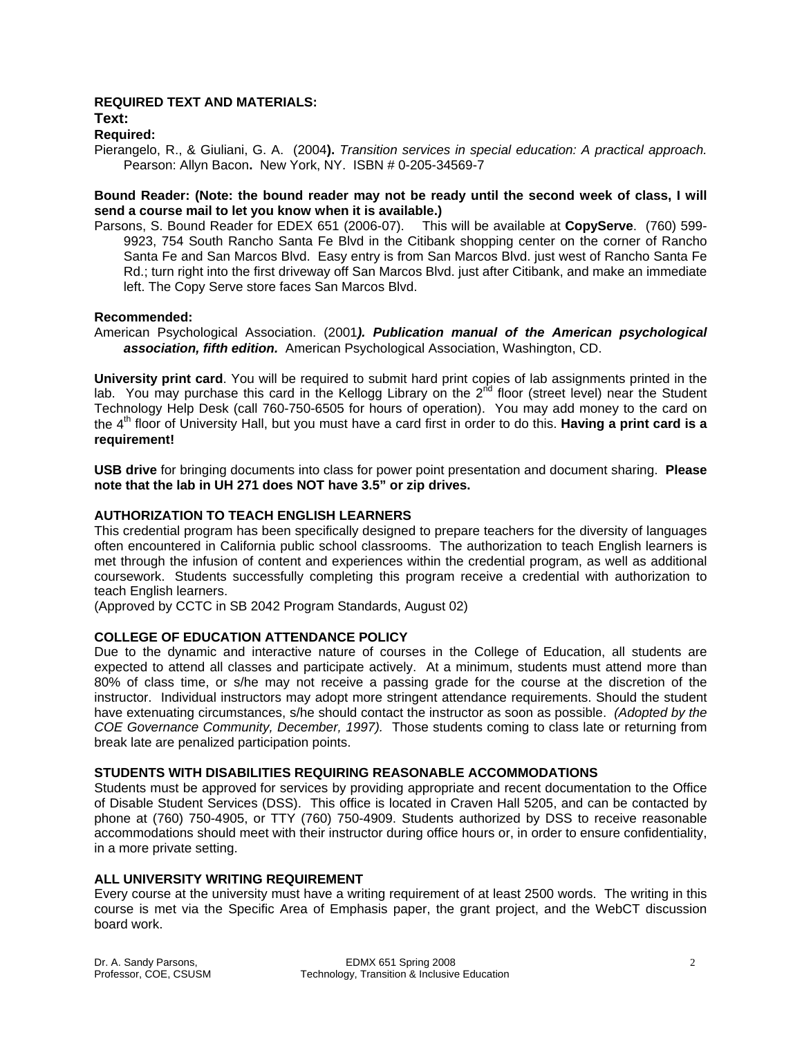**REQUIRED TEXT AND MATERIALS:**

**Text:**

**Required:**

Pierangelo, R., & Giuliani, G. A. (2004**).** *Transition services in special education: A practical approach.* Pearson: Allyn Bacon**.** New York, NY. ISBN # 0-205-34569-7

**Bound Reader: (Note: the bound reader may not be ready until the second week of class, I will send a course mail to let you know when it is available.)**

Parsons, S. Bound Reader for EDEX 651 (2006-07). This will be available at **CopyServe**. (760) 599-9923, 754 South Rancho Santa Fe Blvd in the Citibank shopping center on the corner of Rancho Santa Fe and San Marcos Blvd. Easy entry is from San Marcos Blvd. just west of Rancho Santa Fe Rd.; turn right into the first driveway off San Marcos Blvd. just after Citibank, and make an immediate left. The Copy Serve store faces San Marcos Blvd.

**Recommended:**

American Psychological Association. (2001***). Publication manual of the American psychological association, fifth edition.*** American Psychological Association, Washington, CD.

**University print card**. You will be required to submit hard print copies of lab assignments printed in the lab. You may purchase this card in the Kellogg Library on the 2nd floor (street level) near the Student Technology Help Desk (call 760-750-6505 for hours of operation). You may add money to the card on the 4th floor of University Hall, but you must have a card first in order to do this. **Having a print card is a requirement!**

**USB drive** for bringing documents into class for power point presentation and document sharing. **Please note that the lab in UH 271 does NOT have 3.5" or zip drives.**

**AUTHORIZATION TO TEACH ENGLISH LEARNERS**

This credential program has been specifically designed to prepare teachers for the diversity of languages often encountered in California public school classrooms. The authorization to teach English learners is met through the infusion of content and experiences within the credential program, as well as additional coursework. Students successfully completing this program receive a credential with authorization to teach English learners.

(Approved by CCTC in SB 2042 Program Standards, August 02)

**COLLEGE OF EDUCATION ATTENDANCE POLICY**

Due to the dynamic and interactive nature of courses in the College of Education, all students are expected to attend all classes and participate actively. At a minimum, students must attend more than 80% of class time, or s/he may not receive a passing grade for the course at the discretion of the instructor. Individual instructors may adopt more stringent attendance requirements. Should the student have extenuating circumstances, s/he should contact the instructor as soon as possible. *(Adopted by the COE Governance Community, December, 1997).* Those students coming to class late or returning from break late are penalized participation points.

**STUDENTS WITH DISABILITIES REQUIRING REASONABLE ACCOMMODATIONS**

Students must be approved for services by providing appropriate and recent documentation to the Office of Disable Student Services (DSS). This office is located in Craven Hall 5205, and can be contacted by phone at (760) 750-4905, or TTY (760) 750-4909. Students authorized by DSS to receive reasonable accommodations should meet with their instructor during office hours or, in order to ensure confidentiality, in a more private setting.

**ALL UNIVERSITY WRITING REQUIREMENT**

Every course at the university must have a writing requirement of at least 2500 words. The writing in this course is met via the Specific Area of Emphasis paper, the grant project, and the WebCT discussion board work.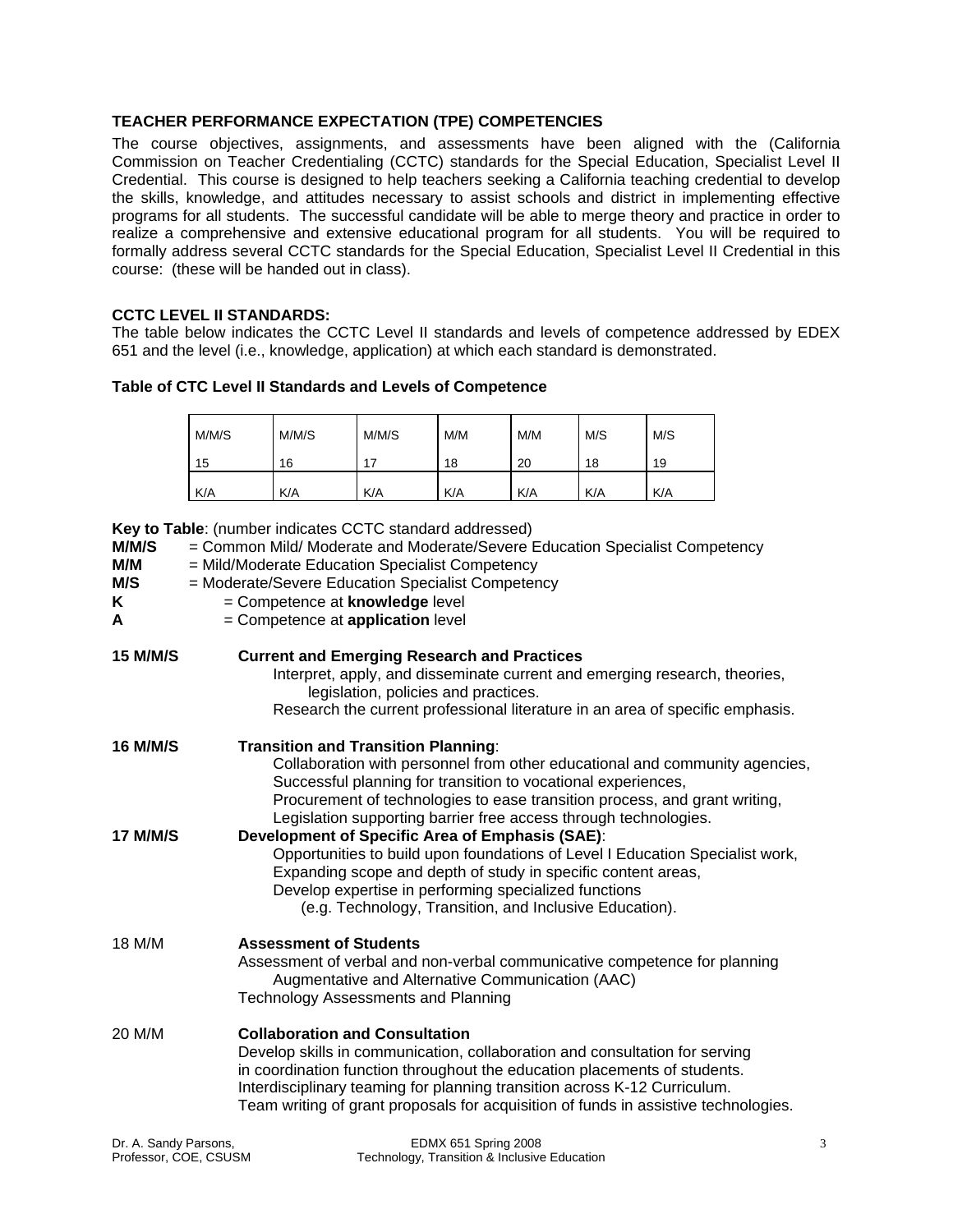## TEACHER PERFORMANCE EXPECTATION (TPE) COMPETENCIES

The course objectives, assignments, and assessments have been aligned with the (California Commission on Teacher Credentialing (CCTC) standards for the Special Education, Specialist Level II Credential. This course is designed to help teachers seeking a California teaching credential to develop the skills, knowledge, and attitudes necessary to assist schools and district in implementing effective programs for all students. The successful candidate will be able to merge theory and practice in order to realize a comprehensive and extensive educational program for all students. You will be required to formally address several CCTC standards for the Special Education, Specialist Level II Credential in this course: (these will be handed out in class).

## CCTC LEVEL II STANDARDS:

The table below indicates the CCTC Level II standards and levels of competence addressed by EDEX 651 and the level (i.e., knowledge, application) at which each standard is demonstrated.

### Table of CTC Level II Standards and Levels of Competence

| M/M/S 15 | M/M/S 16 | M/M/S 17 | M/M 18 | M/M 20 | M/S 18 | M/S 19 |
|---|---|---|---|---|---|---|
| K/A | K/A | K/A | K/A | K/A | K/A | K/A |

**Key to Table**: (number indicates CCTC standard addressed)

**M/M/S** = Common Mild/ Moderate and Moderate/Severe Education Specialist Competency
**M/M** = Mild/Moderate Education Specialist Competency
**M/S** = Moderate/Severe Education Specialist Competency
**K** = Competence at **knowledge** level
**A** = Competence at **application** level

**15 M/M/S** **Current and Emerging Research and Practices**
Interpret, apply, and disseminate current and emerging research, theories, legislation, policies and practices.
Research the current professional literature in an area of specific emphasis.

**16 M/M/S** **Transition and Transition Planning**:
Collaboration with personnel from other educational and community agencies,
Successful planning for transition to vocational experiences,
Procurement of technologies to ease transition process, and grant writing,
Legislation supporting barrier free access through technologies.

**17 M/M/S** **Development of Specific Area of Emphasis (SAE)**:
Opportunities to build upon foundations of Level I Education Specialist work,
Expanding scope and depth of study in specific content areas,
Develop expertise in performing specialized functions
(e.g. Technology, Transition, and Inclusive Education).

18 M/M **Assessment of Students**
Assessment of verbal and non-verbal communicative competence for planning Augmentative and Alternative Communication (AAC)
Technology Assessments and Planning

20 M/M **Collaboration and Consultation**
Develop skills in communication, collaboration and consultation for serving in coordination function throughout the education placements of students.
Interdisciplinary teaming for planning transition across K-12 Curriculum.
Team writing of grant proposals for acquisition of funds in assistive technologies.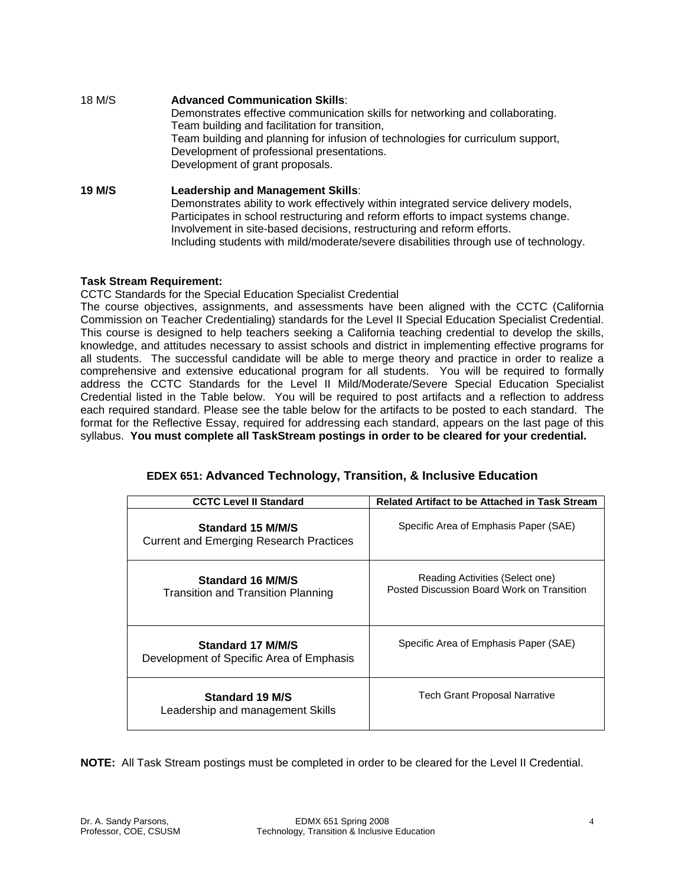18 M/S **Advanced Communication Skills**:
Demonstrates effective communication skills for networking and collaborating.
Team building and facilitation for transition,
Team building and planning for infusion of technologies for curriculum support,
Development of professional presentations.
Development of grant proposals.

**19 M/S** **Leadership and Management Skills**:
Demonstrates ability to work effectively within integrated service delivery models,
Participates in school restructuring and reform efforts to impact systems change.
Involvement in site-based decisions, restructuring and reform efforts.
Including students with mild/moderate/severe disabilities through use of technology.

**Task Stream Requirement:**
CCTC Standards for the Special Education Specialist Credential
The course objectives, assignments, and assessments have been aligned with the CCTC (California Commission on Teacher Credentialing) standards for the Level II Special Education Specialist Credential. This course is designed to help teachers seeking a California teaching credential to develop the skills, knowledge, and attitudes necessary to assist schools and district in implementing effective programs for all students. The successful candidate will be able to merge theory and practice in order to realize a comprehensive and extensive educational program for all students. You will be required to formally address the CCTC Standards for the Level II Mild/Moderate/Severe Special Education Specialist Credential listed in the Table below. You will be required to post artifacts and a reflection to address each required standard. Please see the table below for the artifacts to be posted to each standard. The format for the Reflective Essay, required for addressing each standard, appears on the last page of this syllabus. **You must complete all TaskStream postings in order to be cleared for your credential.**

## EDEX 651: Advanced Technology, Transition, & Inclusive Education

| CCTC Level II Standard | Related Artifact to be Attached in Task Stream |
|---|---|
| **Standard 15 M/M/S** Current and Emerging Research Practices | Specific Area of Emphasis Paper (SAE) |
| **Standard 16 M/M/S** Transition and Transition Planning | Reading Activities (Select one) Posted Discussion Board Work on Transition |
| **Standard 17 M/M/S** Development of Specific Area of Emphasis | Specific Area of Emphasis Paper (SAE) |
| **Standard 19 M/S** Leadership and management Skills | Tech Grant Proposal Narrative |

**NOTE:** All Task Stream postings must be completed in order to be cleared for the Level II Credential.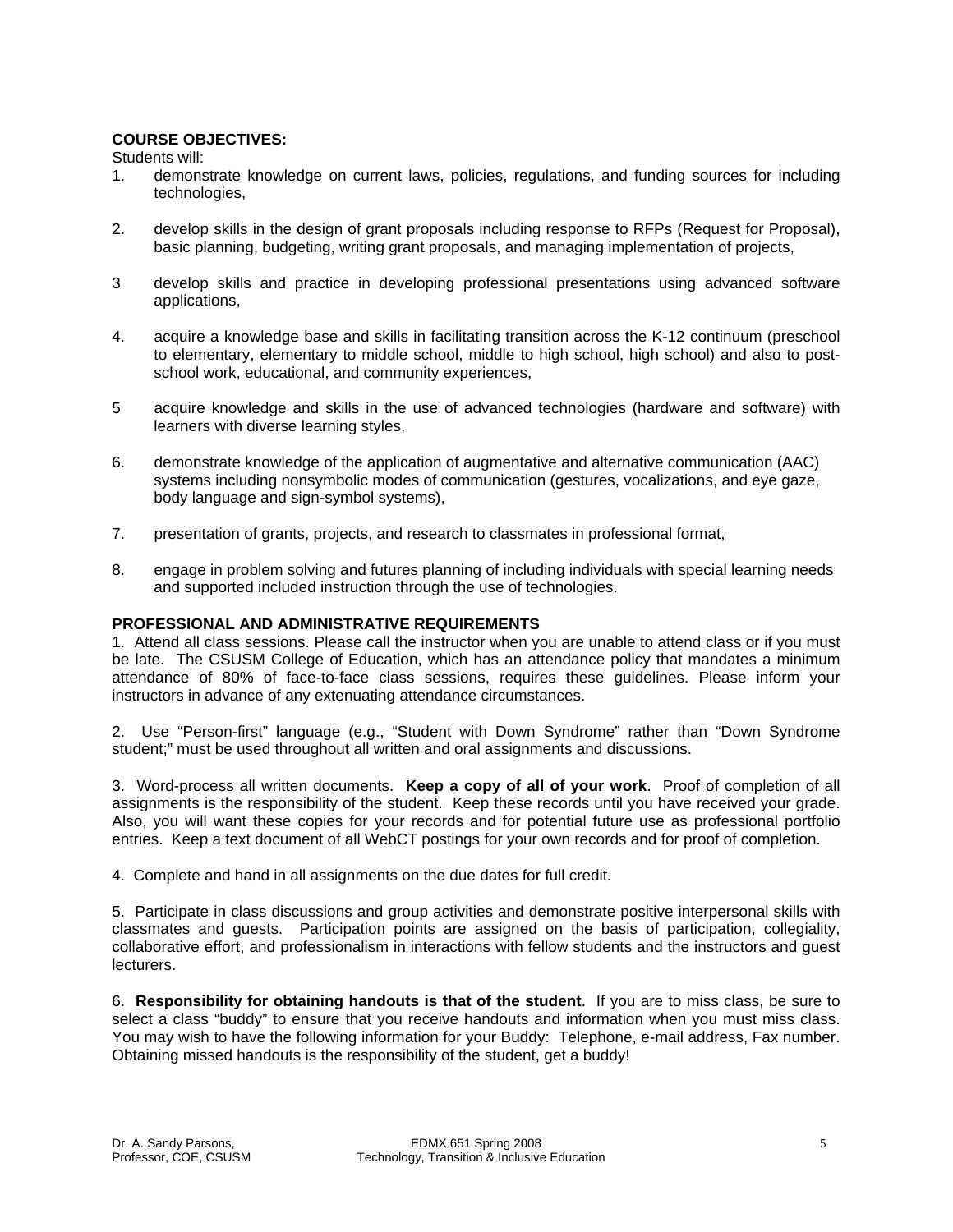**COURSE OBJECTIVES:**

Students will:

1. demonstrate knowledge on current laws, policies, regulations, and funding sources for including technologies,

2. develop skills in the design of grant proposals including response to RFPs (Request for Proposal), basic planning, budgeting, writing grant proposals, and managing implementation of projects,

3 develop skills and practice in developing professional presentations using advanced software applications,

4. acquire a knowledge base and skills in facilitating transition across the K-12 continuum (preschool to elementary, elementary to middle school, middle to high school, high school) and also to post-school work, educational, and community experiences,

5 acquire knowledge and skills in the use of advanced technologies (hardware and software) with learners with diverse learning styles,

6. demonstrate knowledge of the application of augmentative and alternative communication (AAC) systems including nonsymbolic modes of communication (gestures, vocalizations, and eye gaze, body language and sign-symbol systems),

7. presentation of grants, projects, and research to classmates in professional format,

8. engage in problem solving and futures planning of including individuals with special learning needs and supported included instruction through the use of technologies.

**PROFESSIONAL AND ADMINISTRATIVE REQUIREMENTS**

1. Attend all class sessions. Please call the instructor when you are unable to attend class or if you must be late. The CSUSM College of Education, which has an attendance policy that mandates a minimum attendance of 80% of face-to-face class sessions, requires these guidelines. Please inform your instructors in advance of any extenuating attendance circumstances.

2. Use "Person-first" language (e.g., "Student with Down Syndrome" rather than "Down Syndrome student;" must be used throughout all written and oral assignments and discussions.

3. Word-process all written documents. **Keep a copy of all of your work**. Proof of completion of all assignments is the responsibility of the student. Keep these records until you have received your grade. Also, you will want these copies for your records and for potential future use as professional portfolio entries. Keep a text document of all WebCT postings for your own records and for proof of completion.

4. Complete and hand in all assignments on the due dates for full credit.

5. Participate in class discussions and group activities and demonstrate positive interpersonal skills with classmates and guests. Participation points are assigned on the basis of participation, collegiality, collaborative effort, and professionalism in interactions with fellow students and the instructors and guest lecturers.

6. **Responsibility for obtaining handouts is that of the student**. If you are to miss class, be sure to select a class "buddy" to ensure that you receive handouts and information when you must miss class. You may wish to have the following information for your Buddy: Telephone, e-mail address, Fax number. Obtaining missed handouts is the responsibility of the student, get a buddy!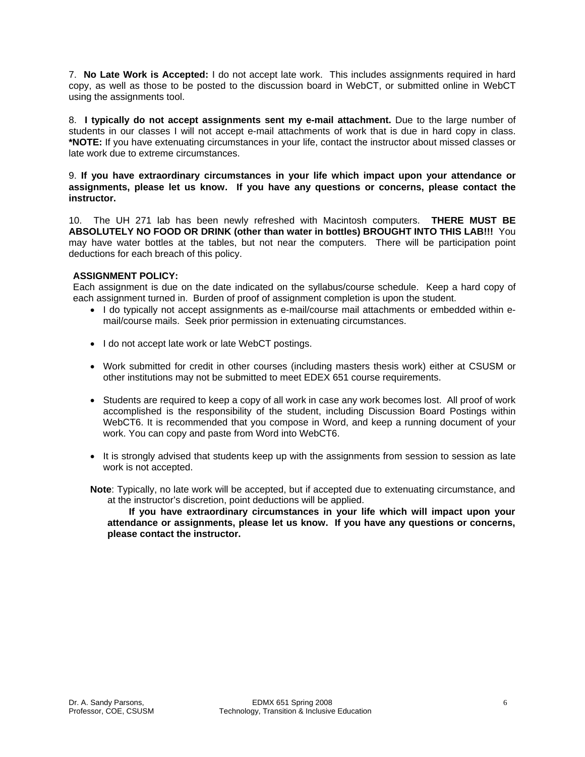7. **No Late Work is Accepted:** I do not accept late work. This includes assignments required in hard copy, as well as those to be posted to the discussion board in WebCT, or submitted online in WebCT using the assignments tool.

8. **I typically do not accept assignments sent my e-mail attachment.** Due to the large number of students in our classes I will not accept e-mail attachments of work that is due in hard copy in class. ***NOTE:** If you have extenuating circumstances in your life, contact the instructor about missed classes or late work due to extreme circumstances.

9. **If you have extraordinary circumstances in your life which impact upon your attendance or assignments, please let us know. If you have any questions or concerns, please contact the instructor.**

10. The UH 271 lab has been newly refreshed with Macintosh computers. **THERE MUST BE ABSOLUTELY NO FOOD OR DRINK (other than water in bottles) BROUGHT INTO THIS LAB!!!** You may have water bottles at the tables, but not near the computers. There will be participation point deductions for each breach of this policy.

**ASSIGNMENT POLICY:**

Each assignment is due on the date indicated on the syllabus/course schedule. Keep a hard copy of each assignment turned in. Burden of proof of assignment completion is upon the student.

- I do typically not accept assignments as e-mail/course mail attachments or embedded within e-mail/course mails. Seek prior permission in extenuating circumstances.
- I do not accept late work or late WebCT postings.
- Work submitted for credit in other courses (including masters thesis work) either at CSUSM or other institutions may not be submitted to meet EDEX 651 course requirements.
- Students are required to keep a copy of all work in case any work becomes lost. All proof of work accomplished is the responsibility of the student, including Discussion Board Postings within WebCT6. It is recommended that you compose in Word, and keep a running document of your work. You can copy and paste from Word into WebCT6.
- It is strongly advised that students keep up with the assignments from session to session as late work is not accepted.

**Note**: Typically, no late work will be accepted, but if accepted due to extenuating circumstance, and at the instructor's discretion, point deductions will be applied.

**If you have extraordinary circumstances in your life which will impact upon your attendance or assignments, please let us know. If you have any questions or concerns, please contact the instructor.**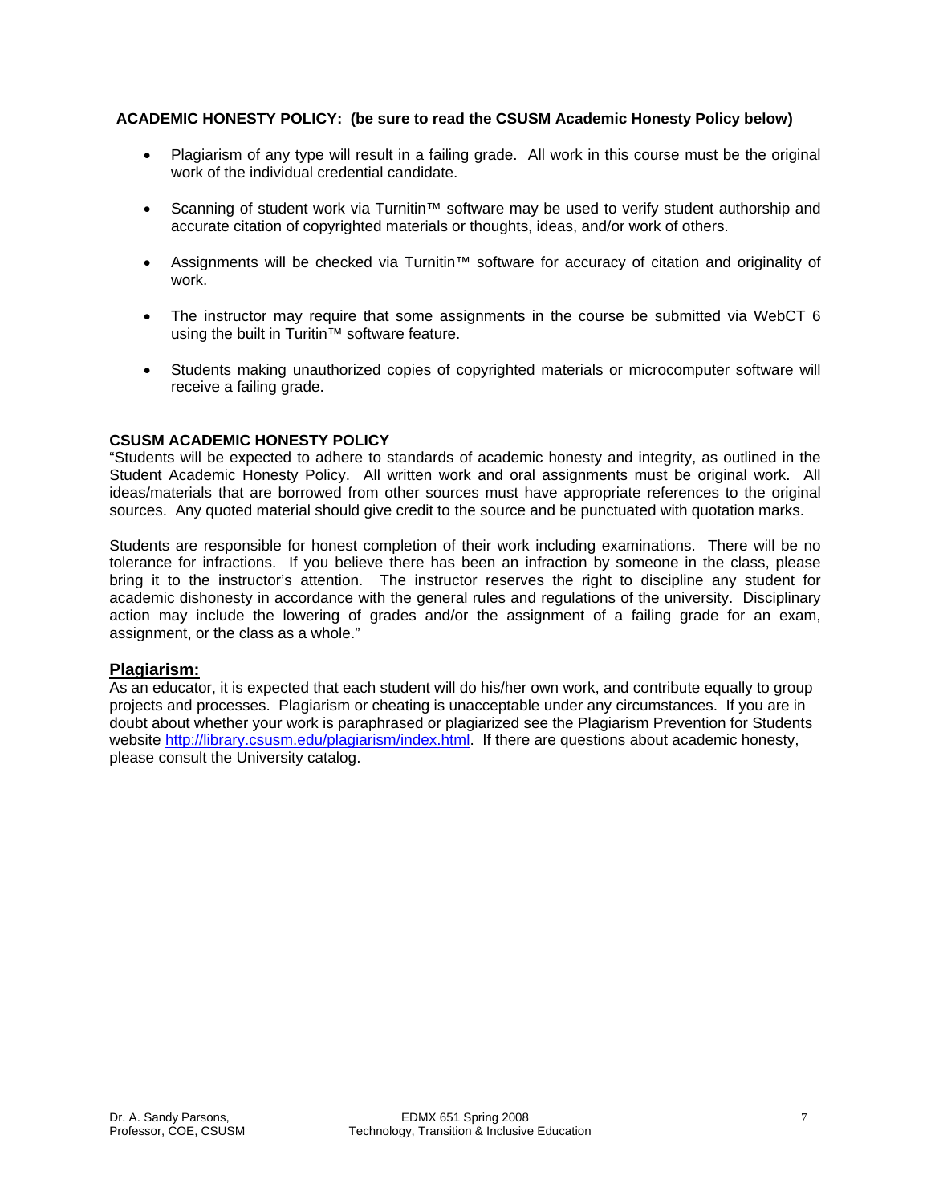**ACADEMIC HONESTY POLICY: (be sure to read the CSUSM Academic Honesty Policy below)**

- Plagiarism of any type will result in a failing grade. All work in this course must be the original work of the individual credential candidate.
- Scanning of student work via Turnitin™ software may be used to verify student authorship and accurate citation of copyrighted materials or thoughts, ideas, and/or work of others.
- Assignments will be checked via Turnitin™ software for accuracy of citation and originality of work.
- The instructor may require that some assignments in the course be submitted via WebCT 6 using the built in Turitin™ software feature.
- Students making unauthorized copies of copyrighted materials or microcomputer software will receive a failing grade.

**CSUSM ACADEMIC HONESTY POLICY**

"Students will be expected to adhere to standards of academic honesty and integrity, as outlined in the Student Academic Honesty Policy. All written work and oral assignments must be original work. All ideas/materials that are borrowed from other sources must have appropriate references to the original sources. Any quoted material should give credit to the source and be punctuated with quotation marks.

Students are responsible for honest completion of their work including examinations. There will be no tolerance for infractions. If you believe there has been an infraction by someone in the class, please bring it to the instructor's attention. The instructor reserves the right to discipline any student for academic dishonesty in accordance with the general rules and regulations of the university. Disciplinary action may include the lowering of grades and/or the assignment of a failing grade for an exam, assignment, or the class as a whole."

## Plagiarism:

As an educator, it is expected that each student will do his/her own work, and contribute equally to group projects and processes. Plagiarism or cheating is unacceptable under any circumstances. If you are in doubt about whether your work is paraphrased or plagiarized see the Plagiarism Prevention for Students website http://library.csusm.edu/plagiarism/index.html. If there are questions about academic honesty, please consult the University catalog.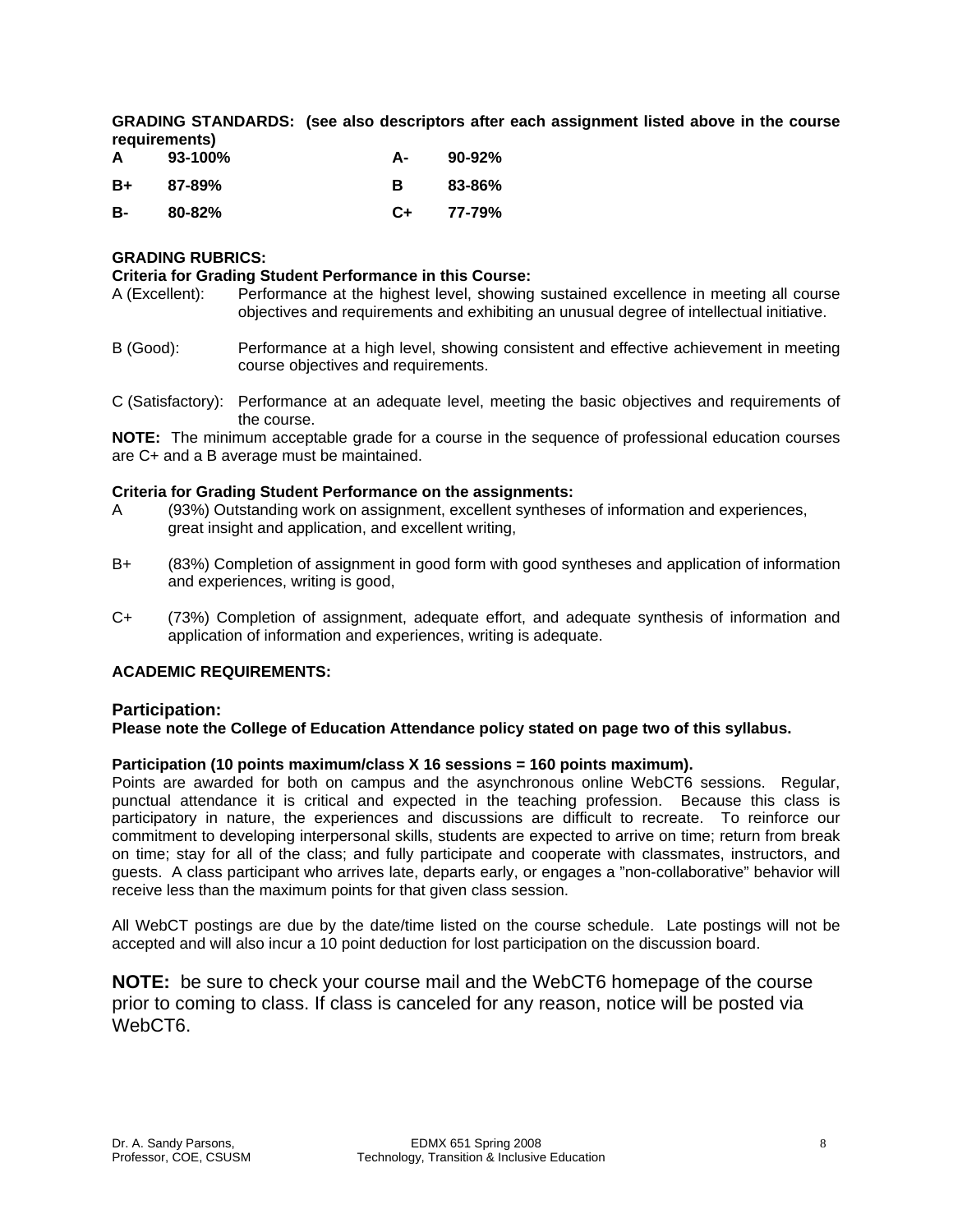**GRADING STANDARDS: (see also descriptors after each assignment listed above in the course requirements)**

| | | | |
|---|---|---|---|
| **A** | **93-100%** | **A-** | **90-92%** |
| **B+** | **87-89%** | **B** | **83-86%** |
| **B-** | **80-82%** | **C+** | **77-79%** |

**GRADING RUBRICS:**

**Criteria for Grading Student Performance in this Course:**

A (Excellent): Performance at the highest level, showing sustained excellence in meeting all course objectives and requirements and exhibiting an unusual degree of intellectual initiative.

B (Good): Performance at a high level, showing consistent and effective achievement in meeting course objectives and requirements.

C (Satisfactory): Performance at an adequate level, meeting the basic objectives and requirements of the course.

**NOTE:** The minimum acceptable grade for a course in the sequence of professional education courses are C+ and a B average must be maintained.

**Criteria for Grading Student Performance on the assignments:**

A (93%) Outstanding work on assignment, excellent syntheses of information and experiences, great insight and application, and excellent writing,

B+ (83%) Completion of assignment in good form with good syntheses and application of information and experiences, writing is good,

C+ (73%) Completion of assignment, adequate effort, and adequate synthesis of information and application of information and experiences, writing is adequate.

**ACADEMIC REQUIREMENTS:**

**Participation:**

**Please note the College of Education Attendance policy stated on page two of this syllabus.**

**Participation (10 points maximum/class X 16 sessions = 160 points maximum).**

Points are awarded for both on campus and the asynchronous online WebCT6 sessions. Regular, punctual attendance it is critical and expected in the teaching profession. Because this class is participatory in nature, the experiences and discussions are difficult to recreate. To reinforce our commitment to developing interpersonal skills, students are expected to arrive on time; return from break on time; stay for all of the class; and fully participate and cooperate with classmates, instructors, and guests. A class participant who arrives late, departs early, or engages a "non-collaborative" behavior will receive less than the maximum points for that given class session.

All WebCT postings are due by the date/time listed on the course schedule. Late postings will not be accepted and will also incur a 10 point deduction for lost participation on the discussion board.

**NOTE:** be sure to check your course mail and the WebCT6 homepage of the course prior to coming to class. If class is canceled for any reason, notice will be posted via WebCT6.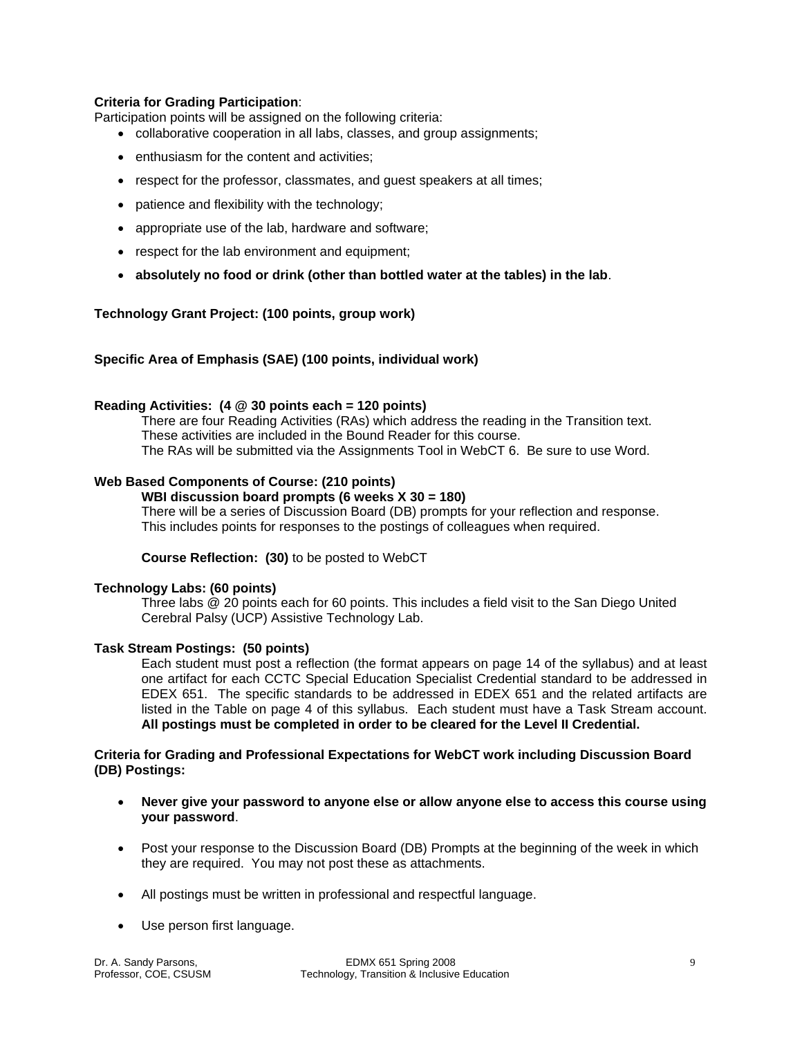**Criteria for Grading Participation**:
Participation points will be assigned on the following criteria:

- collaborative cooperation in all labs, classes, and group assignments;
- enthusiasm for the content and activities;
- respect for the professor, classmates, and guest speakers at all times;
- patience and flexibility with the technology;
- appropriate use of the lab, hardware and software;
- respect for the lab environment and equipment;
- **absolutely no food or drink (other than bottled water at the tables) in the lab**.

**Technology Grant Project: (100 points, group work)**

**Specific Area of Emphasis (SAE) (100 points, individual work)**

**Reading Activities: (4 @ 30 points each = 120 points)**

There are four Reading Activities (RAs) which address the reading in the Transition text. These activities are included in the Bound Reader for this course.
The RAs will be submitted via the Assignments Tool in WebCT 6. Be sure to use Word.

**Web Based Components of Course: (210 points)**

**WBI discussion board prompts (6 weeks X 30 = 180)**
There will be a series of Discussion Board (DB) prompts for your reflection and response. This includes points for responses to the postings of colleagues when required.

**Course Reflection: (30)** to be posted to WebCT

**Technology Labs: (60 points)**

Three labs @ 20 points each for 60 points. This includes a field visit to the San Diego United Cerebral Palsy (UCP) Assistive Technology Lab.

**Task Stream Postings: (50 points)**

Each student must post a reflection (the format appears on page 14 of the syllabus) and at least one artifact for each CCTC Special Education Specialist Credential standard to be addressed in EDEX 651. The specific standards to be addressed in EDEX 651 and the related artifacts are listed in the Table on page 4 of this syllabus. Each student must have a Task Stream account. **All postings must be completed in order to be cleared for the Level II Credential.**

**Criteria for Grading and Professional Expectations for WebCT work including Discussion Board (DB) Postings:**

- **Never give your password to anyone else or allow anyone else to access this course using your password**.
- Post your response to the Discussion Board (DB) Prompts at the beginning of the week in which they are required. You may not post these as attachments.
- All postings must be written in professional and respectful language.
- Use person first language.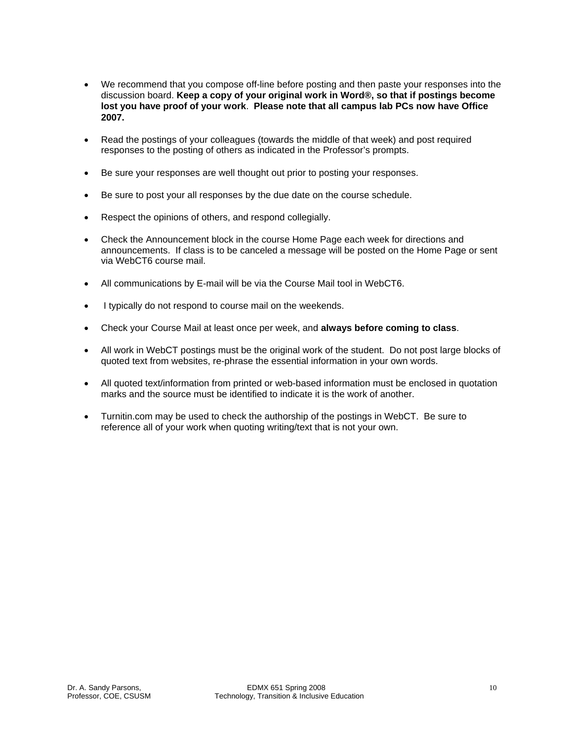- We recommend that you compose off-line before posting and then paste your responses into the discussion board. **Keep a copy of your original work in Word®, so that if postings become lost you have proof of your work**. **Please note that all campus lab PCs now have Office 2007.**

- Read the postings of your colleagues (towards the middle of that week) and post required responses to the posting of others as indicated in the Professor's prompts.

- Be sure your responses are well thought out prior to posting your responses.

- Be sure to post your all responses by the due date on the course schedule.

- Respect the opinions of others, and respond collegially.

- Check the Announcement block in the course Home Page each week for directions and announcements. If class is to be canceled a message will be posted on the Home Page or sent via WebCT6 course mail.

- All communications by E-mail will be via the Course Mail tool in WebCT6.

- I typically do not respond to course mail on the weekends.

- Check your Course Mail at least once per week, and **always before coming to class**.

- All work in WebCT postings must be the original work of the student. Do not post large blocks of quoted text from websites, re-phrase the essential information in your own words.

- All quoted text/information from printed or web-based information must be enclosed in quotation marks and the source must be identified to indicate it is the work of another.

- Turnitin.com may be used to check the authorship of the postings in WebCT. Be sure to reference all of your work when quoting writing/text that is not your own.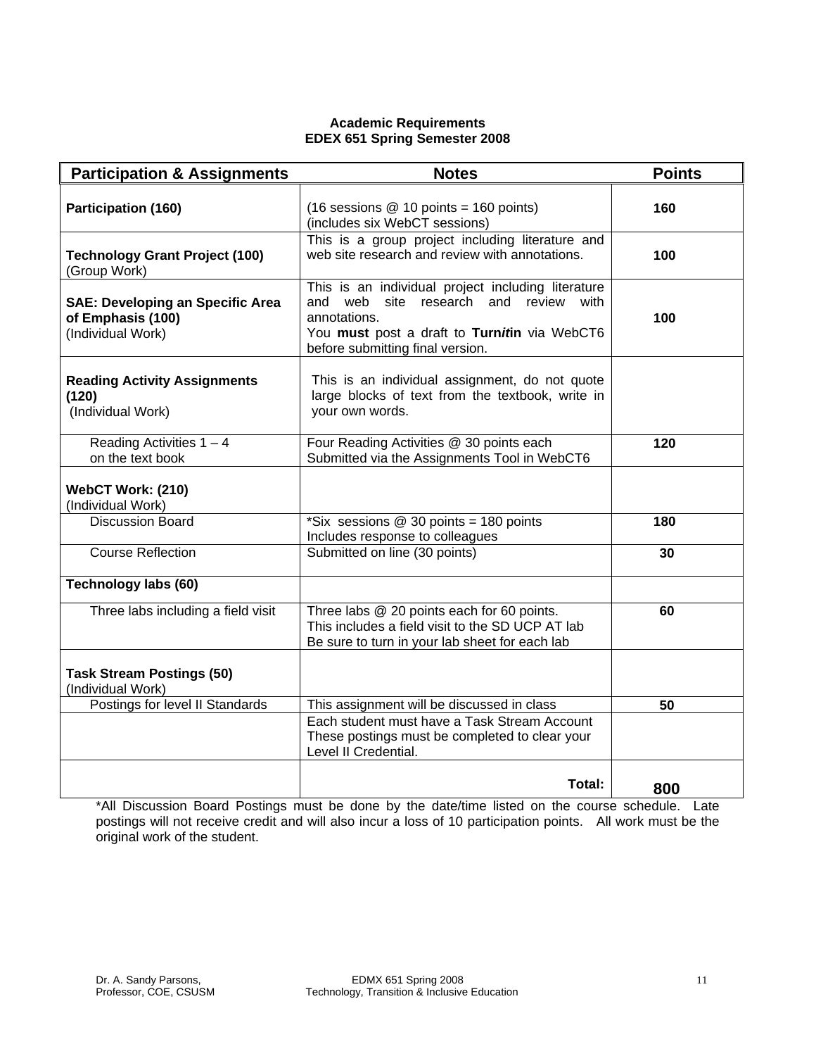**Academic Requirements**
**EDEX 651 Spring Semester 2008**

| Participation & Assignments | Notes | Points |
|---|---|---|
| **Participation (160)** | (16 sessions @ 10 points = 160 points) (includes six WebCT sessions) | **160** |
| **Technology Grant Project (100)** (Group Work) | This is a group project including literature and web site research and review with annotations. | **100** |
| **SAE: Developing an Specific Area of Emphasis (100)** (Individual Work) | This is an individual project including literature and web site research and review with annotations. You **must** post a draft to **Turn*it*in** via WebCT6 before submitting final version. | **100** |
| **Reading Activity Assignments (120)** (Individual Work) | This is an individual assignment, do not quote large blocks of text from the textbook, write in your own words. | |
| Reading Activities 1 – 4 on the text book | Four Reading Activities @ 30 points each Submitted via the Assignments Tool in WebCT6 | **120** |
| **WebCT Work: (210)** (Individual Work) | | |
| Discussion Board | *Six sessions @ 30 points = 180 points Includes response to colleagues | **180** |
| Course Reflection | Submitted on line (30 points) | **30** |
| **Technology labs (60)** | | |
| Three labs including a field visit | Three labs @ 20 points each for 60 points. This includes a field visit to the SD UCP AT lab Be sure to turn in your lab sheet for each lab | **60** |
| **Task Stream Postings (50)** (Individual Work) | | |
| Postings for level II Standards | This assignment will be discussed in class | **50** |
| | Each student must have a Task Stream Account These postings must be completed to clear your Level II Credential. | |
| | **Total:** | **800** |

*All Discussion Board Postings must be done by the date/time listed on the course schedule. Late postings will not receive credit and will also incur a loss of 10 participation points. All work must be the original work of the student.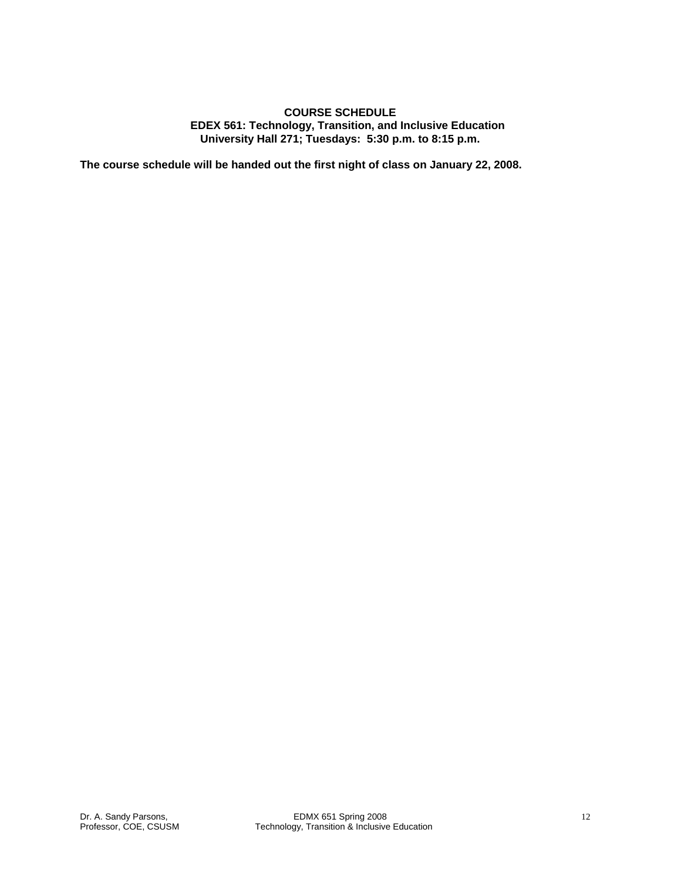**COURSE SCHEDULE**
**EDEX 561: Technology, Transition, and Inclusive Education**
**University Hall 271; Tuesdays: 5:30 p.m. to 8:15 p.m.**

**The course schedule will be handed out the first night of class on January 22, 2008.**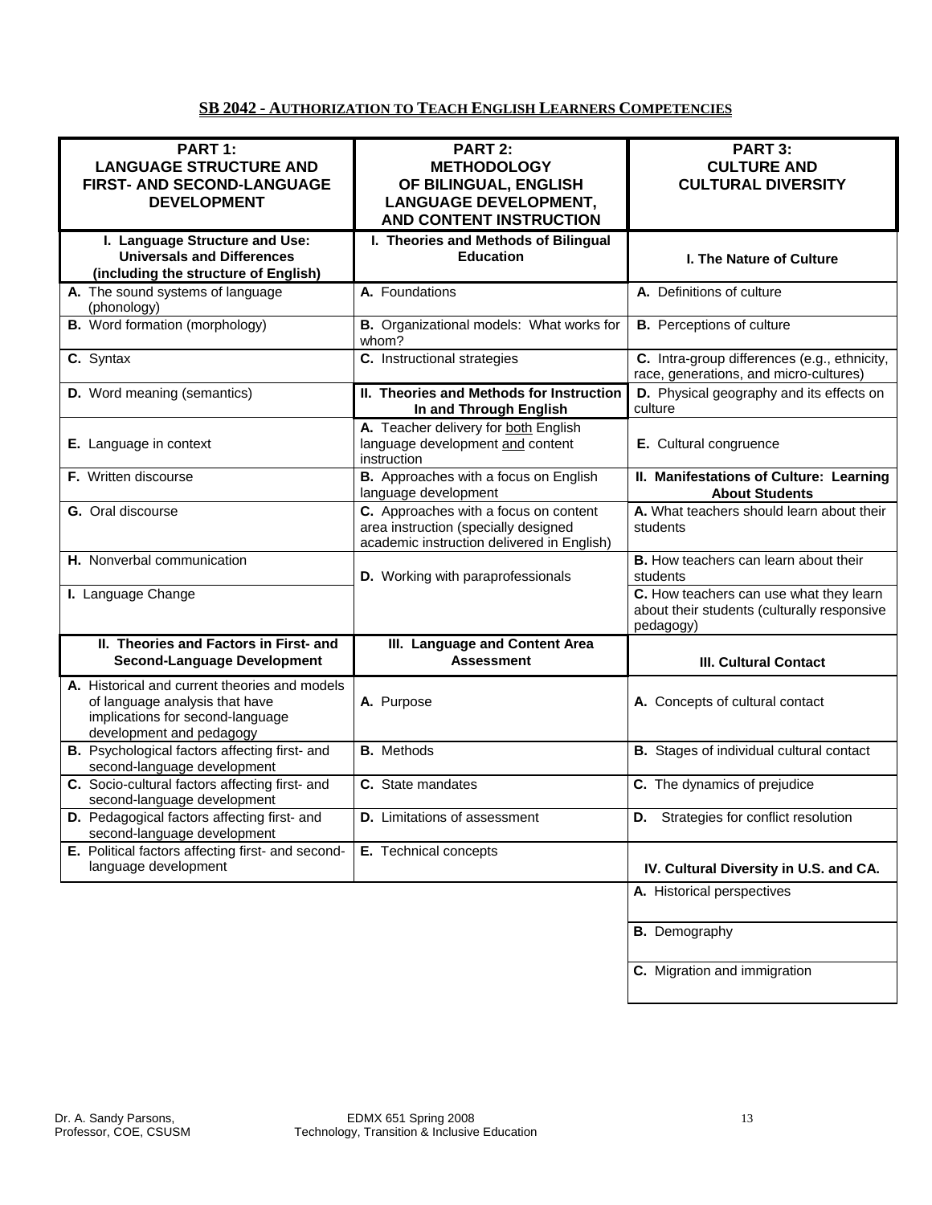## SB 2042 - AUTHORIZATION TO TEACH ENGLISH LEARNERS COMPETENCIES

| PART 1: LANGUAGE STRUCTURE AND FIRST- AND SECOND-LANGUAGE DEVELOPMENT | PART 2: METHODOLOGY OF BILINGUAL, ENGLISH LANGUAGE DEVELOPMENT, AND CONTENT INSTRUCTION | PART 3: CULTURE AND CULTURAL DIVERSITY |
|---|---|---|
| **I. Language Structure and Use: Universals and Differences (including the structure of English)** | **I. Theories and Methods of Bilingual Education** | **I. The Nature of Culture** |
| **A.** The sound systems of language (phonology) | **A.** Foundations | **A.** Definitions of culture |
| **B.** Word formation (morphology) | **B.** Organizational models: What works for whom? | **B.** Perceptions of culture |
| **C.** Syntax | **C.** Instructional strategies | **C.** Intra-group differences (e.g., ethnicity, race, generations, and micro-cultures) |
| **D.** Word meaning (semantics) | **II. Theories and Methods for Instruction In and Through English** | **D.** Physical geography and its effects on culture |
| **E.** Language in context | **A.** Teacher delivery for both English language development and content instruction | **E.** Cultural congruence |
| **F.** Written discourse | **B.** Approaches with a focus on English language development | **II. Manifestations of Culture: Learning About Students** |
| **G.** Oral discourse | **C.** Approaches with a focus on content area instruction (specially designed academic instruction delivered in English) | **A.** What teachers should learn about their students |
| **H.** Nonverbal communication | **D.** Working with paraprofessionals | **B.** How teachers can learn about their students |
| **I.** Language Change | | **C.** How teachers can use what they learn about their students (culturally responsive pedagogy) |
| **II. Theories and Factors in First- and Second-Language Development** | **III. Language and Content Area Assessment** | **III. Cultural Contact** |
| **A.** Historical and current theories and models of language analysis that have implications for second-language development and pedagogy | **A.** Purpose | **A.** Concepts of cultural contact |
| **B.** Psychological factors affecting first- and second-language development | **B.** Methods | **B.** Stages of individual cultural contact |
| **C.** Socio-cultural factors affecting first- and second-language development | **C.** State mandates | **C.** The dynamics of prejudice |
| **D.** Pedagogical factors affecting first- and second-language development | **D.** Limitations of assessment | **D.** Strategies for conflict resolution |
| **E.** Political factors affecting first- and second-language development | **E.** Technical concepts | **IV. Cultural Diversity in U.S. and CA.** |
| | | **A.** Historical perspectives |
| | | **B.** Demography |
| | | **C.** Migration and immigration |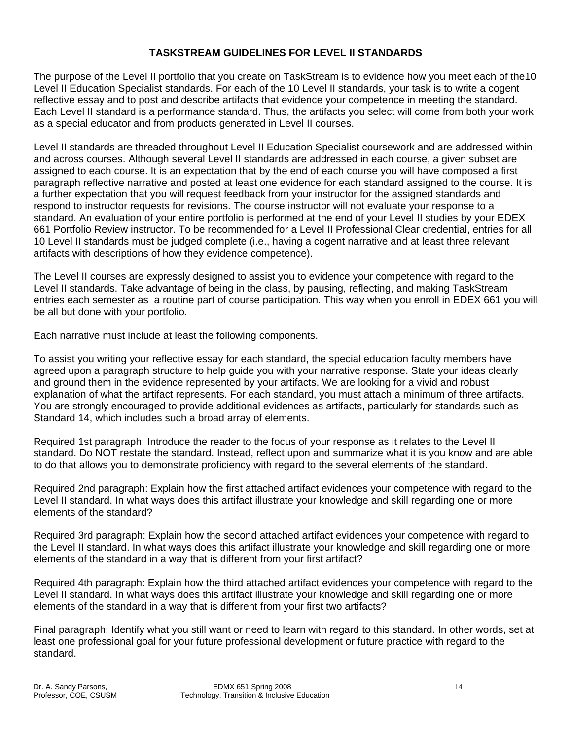## TASKSTREAM GUIDELINES FOR LEVEL II STANDARDS

The purpose of the Level II portfolio that you create on TaskStream is to evidence how you meet each of the10 Level II Education Specialist standards. For each of the 10 Level II standards, your task is to write a cogent reflective essay and to post and describe artifacts that evidence your competence in meeting the standard. Each Level II standard is a performance standard. Thus, the artifacts you select will come from both your work as a special educator and from products generated in Level II courses.

Level II standards are threaded throughout Level II Education Specialist coursework and are addressed within and across courses. Although several Level II standards are addressed in each course, a given subset are assigned to each course. It is an expectation that by the end of each course you will have composed a first paragraph reflective narrative and posted at least one evidence for each standard assigned to the course. It is a further expectation that you will request feedback from your instructor for the assigned standards and respond to instructor requests for revisions. The course instructor will not evaluate your response to a standard. An evaluation of your entire portfolio is performed at the end of your Level II studies by your EDEX 661 Portfolio Review instructor. To be recommended for a Level II Professional Clear credential, entries for all 10 Level II standards must be judged complete (i.e., having a cogent narrative and at least three relevant artifacts with descriptions of how they evidence competence).

The Level II courses are expressly designed to assist you to evidence your competence with regard to the Level II standards. Take advantage of being in the class, by pausing, reflecting, and making TaskStream entries each semester as a routine part of course participation. This way when you enroll in EDEX 661 you will be all but done with your portfolio.

Each narrative must include at least the following components.

To assist you writing your reflective essay for each standard, the special education faculty members have agreed upon a paragraph structure to help guide you with your narrative response. State your ideas clearly and ground them in the evidence represented by your artifacts. We are looking for a vivid and robust explanation of what the artifact represents. For each standard, you must attach a minimum of three artifacts. You are strongly encouraged to provide additional evidences as artifacts, particularly for standards such as Standard 14, which includes such a broad array of elements.

Required 1st paragraph: Introduce the reader to the focus of your response as it relates to the Level II standard. Do NOT restate the standard. Instead, reflect upon and summarize what it is you know and are able to do that allows you to demonstrate proficiency with regard to the several elements of the standard.

Required 2nd paragraph: Explain how the first attached artifact evidences your competence with regard to the Level II standard. In what ways does this artifact illustrate your knowledge and skill regarding one or more elements of the standard?

Required 3rd paragraph: Explain how the second attached artifact evidences your competence with regard to the Level II standard. In what ways does this artifact illustrate your knowledge and skill regarding one or more elements of the standard in a way that is different from your first artifact?

Required 4th paragraph: Explain how the third attached artifact evidences your competence with regard to the Level II standard. In what ways does this artifact illustrate your knowledge and skill regarding one or more elements of the standard in a way that is different from your first two artifacts?

Final paragraph: Identify what you still want or need to learn with regard to this standard. In other words, set at least one professional goal for your future professional development or future practice with regard to the standard.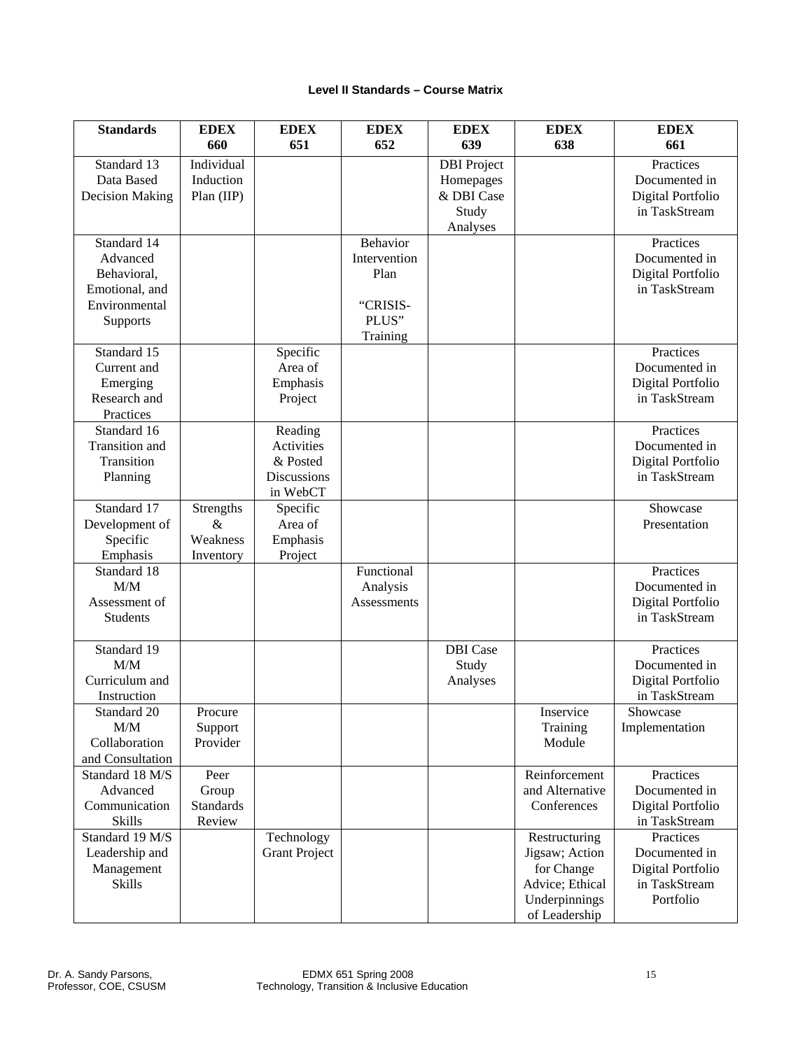**Level II Standards – Course Matrix**

| Standards | EDEX 660 | EDEX 651 | EDEX 652 | EDEX 639 | EDEX 638 | EDEX 661 |
|---|---|---|---|---|---|---|
| Standard 13 Data Based Decision Making | Individual Induction Plan (IIP) | | | DBI Project Homepages & DBI Case Study Analyses | | Practices Documented in Digital Portfolio in TaskStream |
| Standard 14 Advanced Behavioral, Emotional, and Environmental Supports | | | Behavior Intervention Plan "CRISIS-PLUS" Training | | | Practices Documented in Digital Portfolio in TaskStream |
| Standard 15 Current and Emerging Research and Practices | | Specific Area of Emphasis Project | | | | Practices Documented in Digital Portfolio in TaskStream |
| Standard 16 Transition and Transition Planning | | Reading Activities & Posted Discussions in WebCT | | | | Practices Documented in Digital Portfolio in TaskStream |
| Standard 17 Development of Specific Emphasis | Strengths & Weakness Inventory | Specific Area of Emphasis Project | | | | Showcase Presentation |
| Standard 18 M/M Assessment of Students | | | Functional Analysis Assessments | | | Practices Documented in Digital Portfolio in TaskStream |
| Standard 19 M/M Curriculum and Instruction | | | | DBI Case Study Analyses | | Practices Documented in Digital Portfolio in TaskStream |
| Standard 20 M/M Collaboration and Consultation | Procure Support Provider | | | | Inservice Training Module | Showcase Implementation |
| Standard 18 M/S Advanced Communication Skills | Peer Group Standards Review | | | | Reinforcement and Alternative Conferences | Practices Documented in Digital Portfolio in TaskStream |
| Standard 19 M/S Leadership and Management Skills | | Technology Grant Project | | | Restructuring Jigsaw; Action for Change Advice; Ethical Underpinnings of Leadership | Practices Documented in Digital Portfolio in TaskStream Portfolio |